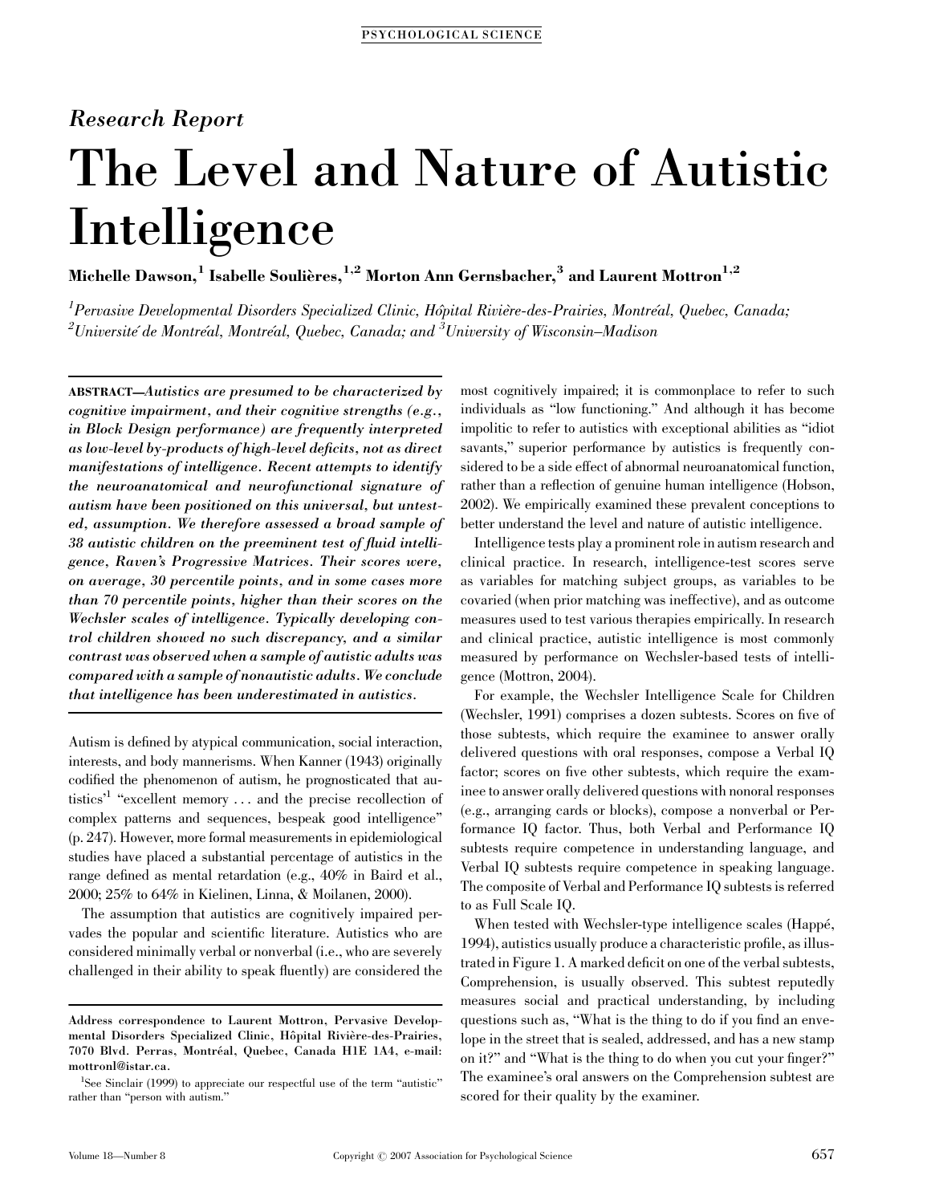Research Report

# The Level and Nature of Autistic Intelligence

**Michelle Dawson,[1] Isabelle Soulières,[1,2] Morton Ann Gernsbacher,[3] and Laurent Mottron[1,2]**

*[1]Pervasive Developmental Disorders Specialized Clinic, Hôpital Rivière-des-Prairies, Montréal, Quebec, Canada; [2]Université de Montréal, Montréal, Quebec, Canada; and [3]University of Wisconsin–Madison*

**ABSTRACT**—*Autistics are presumed to be characterized by cognitive impairment, and their cognitive strengths (e.g., in Block Design performance) are frequently interpreted as low-level by-products of high-level deficits, not as direct manifestations of intelligence. Recent attempts to identify the neuroanatomical and neurofunctional signature of autism have been positioned on this universal, but untested, assumption. We therefore assessed a broad sample of 38 autistic children on the preeminent test of fluid intelligence, Raven's Progressive Matrices. Their scores were, on average, 30 percentile points, and in some cases more than 70 percentile points, higher than their scores on the Wechsler scales of intelligence. Typically developing control children showed no such discrepancy, and a similar contrast was observed when a sample of autistic adults was compared with a sample of nonautistic adults. We conclude that intelligence has been underestimated in autistics.*

Autism is defined by atypical communication, social interaction, interests, and body mannerisms. When Kanner (1943) originally codified the phenomenon of autism, he prognosticated that autistics'[1] "excellent memory . . . and the precise recollection of complex patterns and sequences, bespeak good intelligence" (p. 247). However, more formal measurements in epidemiological studies have placed a substantial percentage of autistics in the range defined as mental retardation (e.g., 40% in Baird et al., 2000; 25% to 64% in Kielinen, Linna, & Moilanen, 2000).

The assumption that autistics are cognitively impaired pervades the popular and scientific literature. Autistics who are considered minimally verbal or nonverbal (i.e., who are severely challenged in their ability to speak fluently) are considered the most cognitively impaired; it is commonplace to refer to such individuals as "low functioning." And although it has become impolitic to refer to autistics with exceptional abilities as "idiot savants," superior performance by autistics is frequently considered to be a side effect of abnormal neuroanatomical function, rather than a reflection of genuine human intelligence (Hobson, 2002). We empirically examined these prevalent conceptions to better understand the level and nature of autistic intelligence.

Intelligence tests play a prominent role in autism research and clinical practice. In research, intelligence-test scores serve as variables for matching subject groups, as variables to be covaried (when prior matching was ineffective), and as outcome measures used to test various therapies empirically. In research and clinical practice, autistic intelligence is most commonly measured by performance on Wechsler-based tests of intelligence (Mottron, 2004).

For example, the Wechsler Intelligence Scale for Children (Wechsler, 1991) comprises a dozen subtests. Scores on five of those subtests, which require the examinee to answer orally delivered questions with oral responses, compose a Verbal IQ factor; scores on five other subtests, which require the examinee to answer orally delivered questions with nonoral responses (e.g., arranging cards or blocks), compose a nonverbal or Performance IQ factor. Thus, both Verbal and Performance IQ subtests require competence in understanding language, and Verbal IQ subtests require competence in speaking language. The composite of Verbal and Performance IQ subtests is referred to as Full Scale IQ.

When tested with Wechsler-type intelligence scales (Happé, 1994), autistics usually produce a characteristic profile, as illustrated in Figure 1. A marked deficit on one of the verbal subtests, Comprehension, is usually observed. This subtest reputedly measures social and practical understanding, by including questions such as, "What is the thing to do if you find an envelope in the street that is sealed, addressed, and has a new stamp on it?" and "What is the thing to do when you cut your finger?" The examinee's oral answers on the Comprehension subtest are scored for their quality by the examiner.

---

**Address correspondence to Laurent Mottron, Pervasive Developmental Disorders Specialized Clinic, Hôpital Rivière-des-Prairies, 7070 Blvd. Perras, Montréal, Quebec, Canada H1E 1A4, e-mail: mottronl@istar.ca.**

[1]See Sinclair (1999) to appreciate our respectful use of the term "autistic" rather than "person with autism."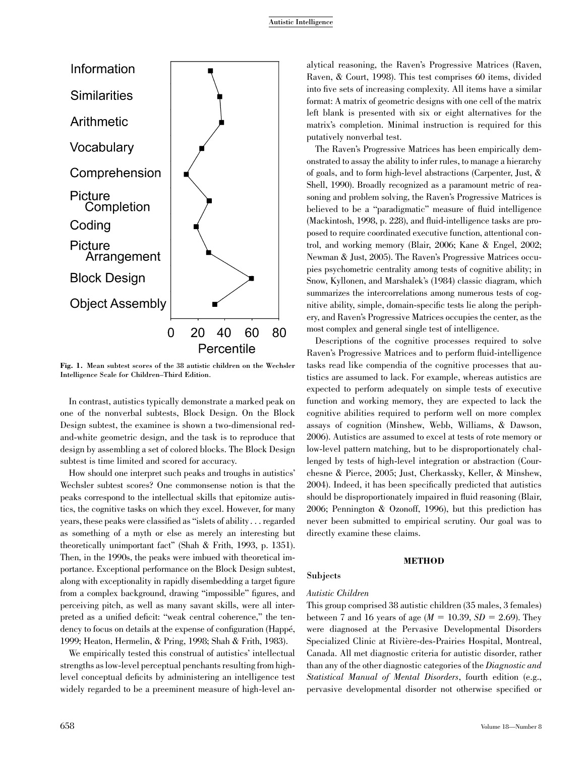Fig. 1. Mean subtest scores of the 38 autistic children on the Wechsler Intelligence Scale for Children–Third Edition.

In contrast, autistics typically demonstrate a marked peak on one of the nonverbal subtests, Block Design. On the Block Design subtest, the examinee is shown a two-dimensional red-and-white geometric design, and the task is to reproduce that design by assembling a set of colored blocks. The Block Design subtest is time limited and scored for accuracy.

How should one interpret such peaks and troughs in autistics' Wechsler subtest scores? One commonsense notion is that the peaks correspond to the intellectual skills that epitomize autistics, the cognitive tasks on which they excel. However, for many years, these peaks were classified as "islets of ability . . . regarded as something of a myth or else as merely an interesting but theoretically unimportant fact" (Shah & Frith, 1993, p. 1351). Then, in the 1990s, the peaks were imbued with theoretical importance. Exceptional performance on the Block Design subtest, along with exceptionality in rapidly disembedding a target figure from a complex background, drawing "impossible" figures, and perceiving pitch, as well as many savant skills, were all interpreted as a unified deficit: "weak central coherence," the tendency to focus on details at the expense of configuration (Happé, 1999; Heaton, Hermelin, & Pring, 1998; Shah & Frith, 1983).

We empirically tested this construal of autistics' intellectual strengths as low-level perceptual penchants resulting from high-level conceptual deficits by administering an intelligence test widely regarded to be a preeminent measure of high-level analytical reasoning, the Raven's Progressive Matrices (Raven, Raven, & Court, 1998). This test comprises 60 items, divided into five sets of increasing complexity. All items have a similar format: A matrix of geometric designs with one cell of the matrix left blank is presented with six or eight alternatives for the matrix's completion. Minimal instruction is required for this putatively nonverbal test.

The Raven's Progressive Matrices has been empirically demonstrated to assay the ability to infer rules, to manage a hierarchy of goals, and to form high-level abstractions (Carpenter, Just, & Shell, 1990). Broadly recognized as a paramount metric of reasoning and problem solving, the Raven's Progressive Matrices is believed to be a "paradigmatic" measure of fluid intelligence (Mackintosh, 1998, p. 228), and fluid-intelligence tasks are proposed to require coordinated executive function, attentional control, and working memory (Blair, 2006; Kane & Engel, 2002; Newman & Just, 2005). The Raven's Progressive Matrices occupies psychometric centrality among tests of cognitive ability; in Snow, Kyllonen, and Marshalek's (1984) classic diagram, which summarizes the intercorrelations among numerous tests of cognitive ability, simple, domain-specific tests lie along the periphery, and Raven's Progressive Matrices occupies the center, as the most complex and general single test of intelligence.

Descriptions of the cognitive processes required to solve Raven's Progressive Matrices and to perform fluid-intelligence tasks read like compendia of the cognitive processes that autistics are assumed to lack. For example, whereas autistics are expected to perform adequately on simple tests of executive function and working memory, they are expected to lack the cognitive abilities required to perform well on more complex assays of cognition (Minshew, Webb, Williams, & Dawson, 2006). Autistics are assumed to excel at tests of rote memory or low-level pattern matching, but to be disproportionately challenged by tests of high-level integration or abstraction (Courchesne & Pierce, 2005; Just, Cherkassky, Keller, & Minshew, 2004). Indeed, it has been specifically predicted that autistics should be disproportionately impaired in fluid reasoning (Blair, 2006; Pennington & Ozonoff, 1996), but this prediction has never been submitted to empirical scrutiny. Our goal was to directly examine these claims.

## METHOD

### Subjects

#### *Autistic Children*

This group comprised 38 autistic children (35 males, 3 females) between 7 and 16 years of age ($M = 10.39$, $SD = 2.69$). They were diagnosed at the Pervasive Developmental Disorders Specialized Clinic at Rivière-des-Prairies Hospital, Montreal, Canada. All met diagnostic criteria for autistic disorder, rather than any of the other diagnostic categories of the *Diagnostic and Statistical Manual of Mental Disorders*, fourth edition (e.g., pervasive developmental disorder not otherwise specified or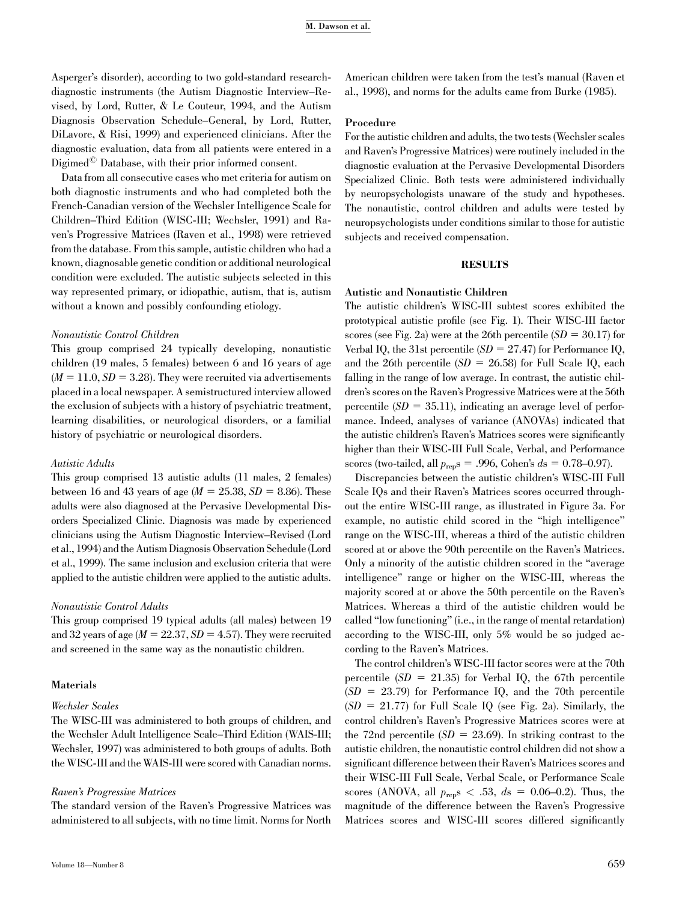Asperger's disorder), according to two gold-standard research-diagnostic instruments (the Autism Diagnostic Interview–Revised, by Lord, Rutter, & Le Couteur, 1994, and the Autism Diagnosis Observation Schedule–General, by Lord, Rutter, DiLavore, & Risi, 1999) and experienced clinicians. After the diagnostic evaluation, data from all patients were entered in a Digimed© Database, with their prior informed consent.

Data from all consecutive cases who met criteria for autism on both diagnostic instruments and who had completed both the French-Canadian version of the Wechsler Intelligence Scale for Children–Third Edition (WISC-III; Wechsler, 1991) and Raven's Progressive Matrices (Raven et al., 1998) were retrieved from the database. From this sample, autistic children who had a known, diagnosable genetic condition or additional neurological condition were excluded. The autistic subjects selected in this way represented primary, or idiopathic, autism, that is, autism without a known and possibly confounding etiology.

#### *Nonautistic Control Children*

This group comprised 24 typically developing, nonautistic children (19 males, 5 females) between 6 and 16 years of age ($M = 11.0$, $SD = 3.28$). They were recruited via advertisements placed in a local newspaper. A semistructured interview allowed the exclusion of subjects with a history of psychiatric treatment, learning disabilities, or neurological disorders, or a familial history of psychiatric or neurological disorders.

#### *Autistic Adults*

This group comprised 13 autistic adults (11 males, 2 females) between 16 and 43 years of age ($M = 25.38$, $SD = 8.86$). These adults were also diagnosed at the Pervasive Developmental Disorders Specialized Clinic. Diagnosis was made by experienced clinicians using the Autism Diagnostic Interview–Revised (Lord et al., 1994) and the Autism Diagnosis Observation Schedule (Lord et al., 1999). The same inclusion and exclusion criteria that were applied to the autistic children were applied to the autistic adults.

#### *Nonautistic Control Adults*

This group comprised 19 typical adults (all males) between 19 and 32 years of age ($M = 22.37$, $SD = 4.57$). They were recruited and screened in the same way as the nonautistic children.

### Materials

#### *Wechsler Scales*

The WISC-III was administered to both groups of children, and the Wechsler Adult Intelligence Scale–Third Edition (WAIS-III; Wechsler, 1997) was administered to both groups of adults. Both the WISC-III and the WAIS-III were scored with Canadian norms.

#### *Raven's Progressive Matrices*

The standard version of the Raven's Progressive Matrices was administered to all subjects, with no time limit. Norms for North American children were taken from the test's manual (Raven et al., 1998), and norms for the adults came from Burke (1985).

### Procedure

For the autistic children and adults, the two tests (Wechsler scales and Raven's Progressive Matrices) were routinely included in the diagnostic evaluation at the Pervasive Developmental Disorders Specialized Clinic. Both tests were administered individually by neuropsychologists unaware of the study and hypotheses. The nonautistic, control children and adults were tested by neuropsychologists under conditions similar to those for autistic subjects and received compensation.

## RESULTS

### Autistic and Nonautistic Children

The autistic children's WISC-III subtest scores exhibited the prototypical autistic profile (see Fig. 1). Their WISC-III factor scores (see Fig. 2a) were at the 26th percentile ($SD = 30.17$) for Verbal IQ, the 31st percentile ($SD = 27.47$) for Performance IQ, and the 26th percentile ($SD = 26.58$) for Full Scale IQ, each falling in the range of low average. In contrast, the autistic children's scores on the Raven's Progressive Matrices were at the 56th percentile ($SD = 35.11$), indicating an average level of performance. Indeed, analyses of variance (ANOVAs) indicated that the autistic children's Raven's Matrices scores were significantly higher than their WISC-III Full Scale, Verbal, and Performance scores (two-tailed, all $p_{\text{rep}}$s = .996, Cohen's $d$s = 0.78–0.97).

Discrepancies between the autistic children's WISC-III Full Scale IQs and their Raven's Matrices scores occurred throughout the entire WISC-III range, as illustrated in Figure 3a. For example, no autistic child scored in the "high intelligence" range on the WISC-III, whereas a third of the autistic children scored at or above the 90th percentile on the Raven's Matrices. Only a minority of the autistic children scored in the "average intelligence" range or higher on the WISC-III, whereas the majority scored at or above the 50th percentile on the Raven's Matrices. Whereas a third of the autistic children would be called "low functioning" (i.e., in the range of mental retardation) according to the WISC-III, only 5% would be so judged according to the Raven's Matrices.

The control children's WISC-III factor scores were at the 70th percentile ($SD = 21.35$) for Verbal IQ, the 67th percentile ($SD = 23.79$) for Performance IQ, and the 70th percentile ($SD = 21.77$) for Full Scale IQ (see Fig. 2a). Similarly, the control children's Raven's Progressive Matrices scores were at the 72nd percentile ($SD = 23.69$). In striking contrast to the autistic children, the nonautistic control children did not show a significant difference between their Raven's Matrices scores and their WISC-III Full Scale, Verbal Scale, or Performance Scale scores (ANOVA, all $p_{\text{rep}}$s < .53, $d$s = 0.06–0.2). Thus, the magnitude of the difference between the Raven's Progressive Matrices scores and WISC-III scores differed significantly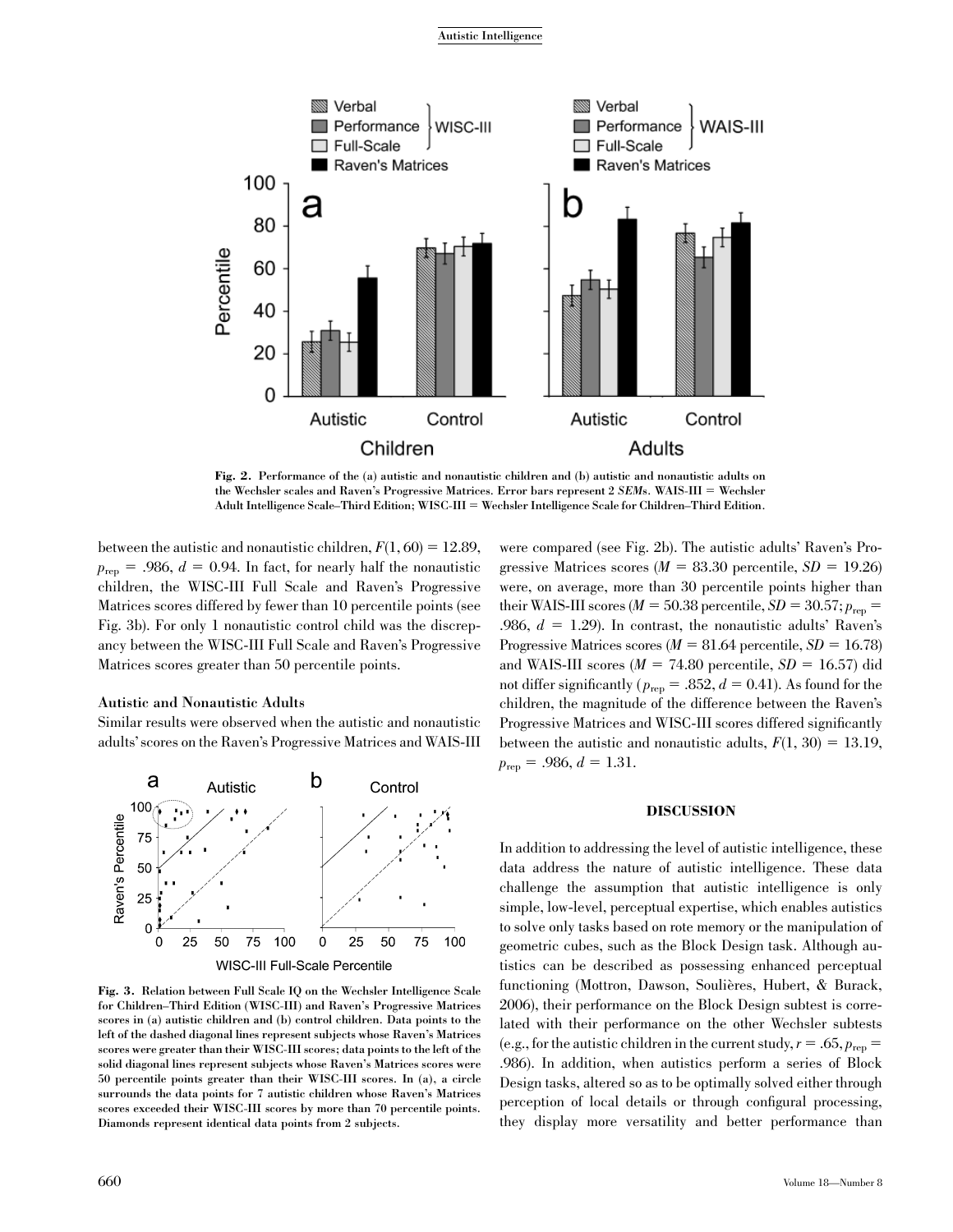Fig. 2. Performance of the (a) autistic and nonautistic children and (b) autistic and nonautistic adults on the Wechsler scales and Raven's Progressive Matrices. Error bars represent 2 *SEMs*. WAIS-III = Wechsler Adult Intelligence Scale–Third Edition; WISC-III = Wechsler Intelligence Scale for Children–Third Edition.

between the autistic and nonautistic children, $F(1, 60) = 12.89$, $p_{rep} = .986$, $d = 0.94$. In fact, for nearly half the nonautistic children, the WISC-III Full Scale and Raven's Progressive Matrices scores differed by fewer than 10 percentile points (see Fig. 3b). For only 1 nonautistic control child was the discrepancy between the WISC-III Full Scale and Raven's Progressive Matrices scores greater than 50 percentile points.

### Autistic and Nonautistic Adults

Similar results were observed when the autistic and nonautistic adults' scores on the Raven's Progressive Matrices and WAIS-III were compared (see Fig. 2b). The autistic adults' Raven's Progressive Matrices scores ($M = 83.30$ percentile, $SD = 19.26$) were, on average, more than 30 percentile points higher than their WAIS-III scores ($M = 50.38$ percentile, $SD = 30.57$; $p_{rep} = .986$, $d = 1.29$). In contrast, the nonautistic adults' Raven's Progressive Matrices scores ($M = 81.64$ percentile, $SD = 16.78$) and WAIS-III scores ($M = 74.80$ percentile, $SD = 16.57$) did not differ significantly ($p_{rep} = .852$, $d = 0.41$). As found for the children, the magnitude of the difference between the Raven's Progressive Matrices and WISC-III scores differed significantly between the autistic and nonautistic adults, $F(1, 30) = 13.19$, $p_{rep} = .986$, $d = 1.31$.

Fig. 3. Relation between Full Scale IQ on the Wechsler Intelligence Scale for Children–Third Edition (WISC-III) and Raven's Progressive Matrices scores in (a) autistic children and (b) control children. Data points to the left of the dashed diagonal lines represent subjects whose Raven's Matrices scores were greater than their WISC-III scores; data points to the left of the solid diagonal lines represent subjects whose Raven's Matrices scores were 50 percentile points greater than their WISC-III scores. In (a), a circle surrounds the data points for 7 autistic children whose Raven's Matrices scores exceeded their WISC-III scores by more than 70 percentile points. Diamonds represent identical data points from 2 subjects.

## DISCUSSION

In addition to addressing the level of autistic intelligence, these data address the nature of autistic intelligence. These data challenge the assumption that autistic intelligence is only simple, low-level, perceptual expertise, which enables autistics to solve only tasks based on rote memory or the manipulation of geometric cubes, such as the Block Design task. Although autistics can be described as possessing enhanced perceptual functioning (Mottron, Dawson, Soulières, Hubert, & Burack, 2006), their performance on the Block Design subtest is correlated with their performance on the other Wechsler subtests (e.g., for the autistic children in the current study, $r = .65$, $p_{rep} = .986$). In addition, when autistics perform a series of Block Design tasks, altered so as to be optimally solved either through perception of local details or through configural processing, they display more versatility and better performance than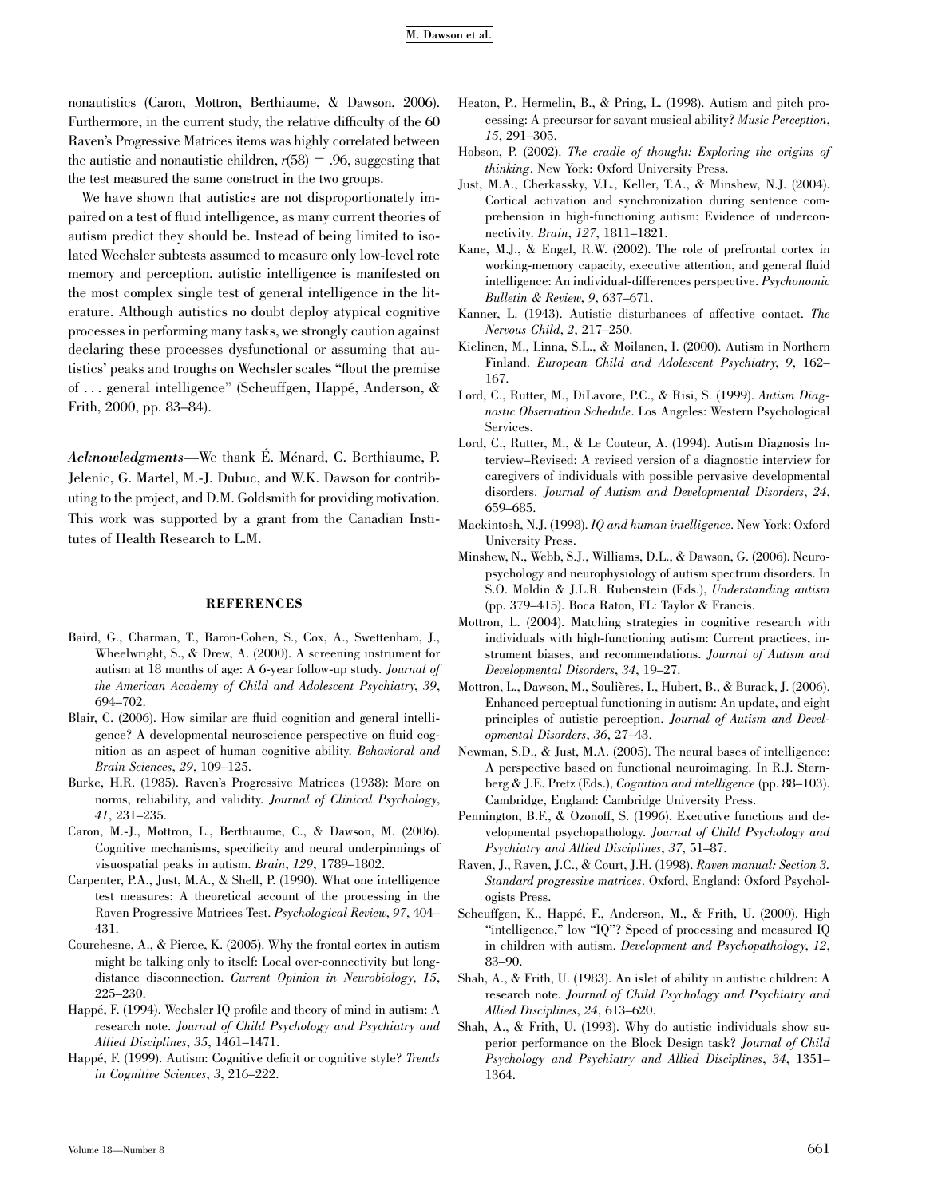nonautistics (Caron, Mottron, Berthiaume, & Dawson, 2006). Furthermore, in the current study, the relative difficulty of the 60 Raven's Progressive Matrices items was highly correlated between the autistic and nonautistic children, $r(58) = .96$, suggesting that the test measured the same construct in the two groups.

We have shown that autistics are not disproportionately impaired on a test of fluid intelligence, as many current theories of autism predict they should be. Instead of being limited to isolated Wechsler subtests assumed to measure only low-level rote memory and perception, autistic intelligence is manifested on the most complex single test of general intelligence in the literature. Although autistics no doubt deploy atypical cognitive processes in performing many tasks, we strongly caution against declaring these processes dysfunctional or assuming that autistics' peaks and troughs on Wechsler scales "flout the premise of . . . general intelligence" (Scheuffgen, Happé, Anderson, & Frith, 2000, pp. 83–84).

***Acknowledgments***—We thank É. Ménard, C. Berthiaume, P. Jelenic, G. Martel, M.-J. Dubuc, and W.K. Dawson for contributing to the project, and D.M. Goldsmith for providing motivation. This work was supported by a grant from the Canadian Institutes of Health Research to L.M.

## REFERENCES

Baird, G., Charman, T., Baron-Cohen, S., Cox, A., Swettenham, J., Wheelwright, S., & Drew, A. (2000). A screening instrument for autism at 18 months of age: A 6-year follow-up study. *Journal of the American Academy of Child and Adolescent Psychiatry*, *39*, 694–702.

Blair, C. (2006). How similar are fluid cognition and general intelligence? A developmental neuroscience perspective on fluid cognition as an aspect of human cognitive ability. *Behavioral and Brain Sciences*, *29*, 109–125.

Burke, H.R. (1985). Raven's Progressive Matrices (1938): More on norms, reliability, and validity. *Journal of Clinical Psychology*, *41*, 231–235.

Caron, M.-J., Mottron, L., Berthiaume, C., & Dawson, M. (2006). Cognitive mechanisms, specificity and neural underpinnings of visuospatial peaks in autism. *Brain*, *129*, 1789–1802.

Carpenter, P.A., Just, M.A., & Shell, P. (1990). What one intelligence test measures: A theoretical account of the processing in the Raven Progressive Matrices Test. *Psychological Review*, *97*, 404–431.

Courchesne, A., & Pierce, K. (2005). Why the frontal cortex in autism might be talking only to itself: Local over-connectivity but long-distance disconnection. *Current Opinion in Neurobiology*, *15*, 225–230.

Happé, F. (1994). Wechsler IQ profile and theory of mind in autism: A research note. *Journal of Child Psychology and Psychiatry and Allied Disciplines*, *35*, 1461–1471.

Happé, F. (1999). Autism: Cognitive deficit or cognitive style? *Trends in Cognitive Sciences*, *3*, 216–222.

Heaton, P., Hermelin, B., & Pring, L. (1998). Autism and pitch processing: A precursor for savant musical ability? *Music Perception*, *15*, 291–305.

Hobson, P. (2002). *The cradle of thought: Exploring the origins of thinking*. New York: Oxford University Press.

Just, M.A., Cherkassky, V.L., Keller, T.A., & Minshew, N.J. (2004). Cortical activation and synchronization during sentence comprehension in high-functioning autism: Evidence of underconnectivity. *Brain*, *127*, 1811–1821.

Kane, M.J., & Engel, R.W. (2002). The role of prefrontal cortex in working-memory capacity, executive attention, and general fluid intelligence: An individual-differences perspective. *Psychonomic Bulletin & Review*, *9*, 637–671.

Kanner, L. (1943). Autistic disturbances of affective contact. *The Nervous Child*, *2*, 217–250.

Kielinen, M., Linna, S.L., & Moilanen, I. (2000). Autism in Northern Finland. *European Child and Adolescent Psychiatry*, *9*, 162–167.

Lord, C., Rutter, M., DiLavore, P.C., & Risi, S. (1999). *Autism Diagnostic Observation Schedule*. Los Angeles: Western Psychological Services.

Lord, C., Rutter, M., & Le Couteur, A. (1994). Autism Diagnosis Interview–Revised: A revised version of a diagnostic interview for caregivers of individuals with possible pervasive developmental disorders. *Journal of Autism and Developmental Disorders*, *24*, 659–685.

Mackintosh, N.J. (1998). *IQ and human intelligence*. New York: Oxford University Press.

Minshew, N., Webb, S.J., Williams, D.L., & Dawson, G. (2006). Neuropsychology and neurophysiology of autism spectrum disorders. In S.O. Moldin & J.L.R. Rubenstein (Eds.), *Understanding autism* (pp. 379–415). Boca Raton, FL: Taylor & Francis.

Mottron, L. (2004). Matching strategies in cognitive research with individuals with high-functioning autism: Current practices, instrument biases, and recommendations. *Journal of Autism and Developmental Disorders*, *34*, 19–27.

Mottron, L., Dawson, M., Soulières, I., Hubert, B., & Burack, J. (2006). Enhanced perceptual functioning in autism: An update, and eight principles of autistic perception. *Journal of Autism and Developmental Disorders*, *36*, 27–43.

Newman, S.D., & Just, M.A. (2005). The neural bases of intelligence: A perspective based on functional neuroimaging. In R.J. Sternberg & J.E. Pretz (Eds.), *Cognition and intelligence* (pp. 88–103). Cambridge, England: Cambridge University Press.

Pennington, B.F., & Ozonoff, S. (1996). Executive functions and developmental psychopathology. *Journal of Child Psychology and Psychiatry and Allied Disciplines*, *37*, 51–87.

Raven, J., Raven, J.C., & Court, J.H. (1998). *Raven manual: Section 3. Standard progressive matrices*. Oxford, England: Oxford Psychologists Press.

Scheuffgen, K., Happé, F., Anderson, M., & Frith, U. (2000). High "intelligence," low "IQ"? Speed of processing and measured IQ in children with autism. *Development and Psychopathology*, *12*, 83–90.

Shah, A., & Frith, U. (1983). An islet of ability in autistic children: A research note. *Journal of Child Psychology and Psychiatry and Allied Disciplines*, *24*, 613–620.

Shah, A., & Frith, U. (1993). Why do autistic individuals show superior performance on the Block Design task? *Journal of Child Psychology and Psychiatry and Allied Disciplines*, *34*, 1351–1364.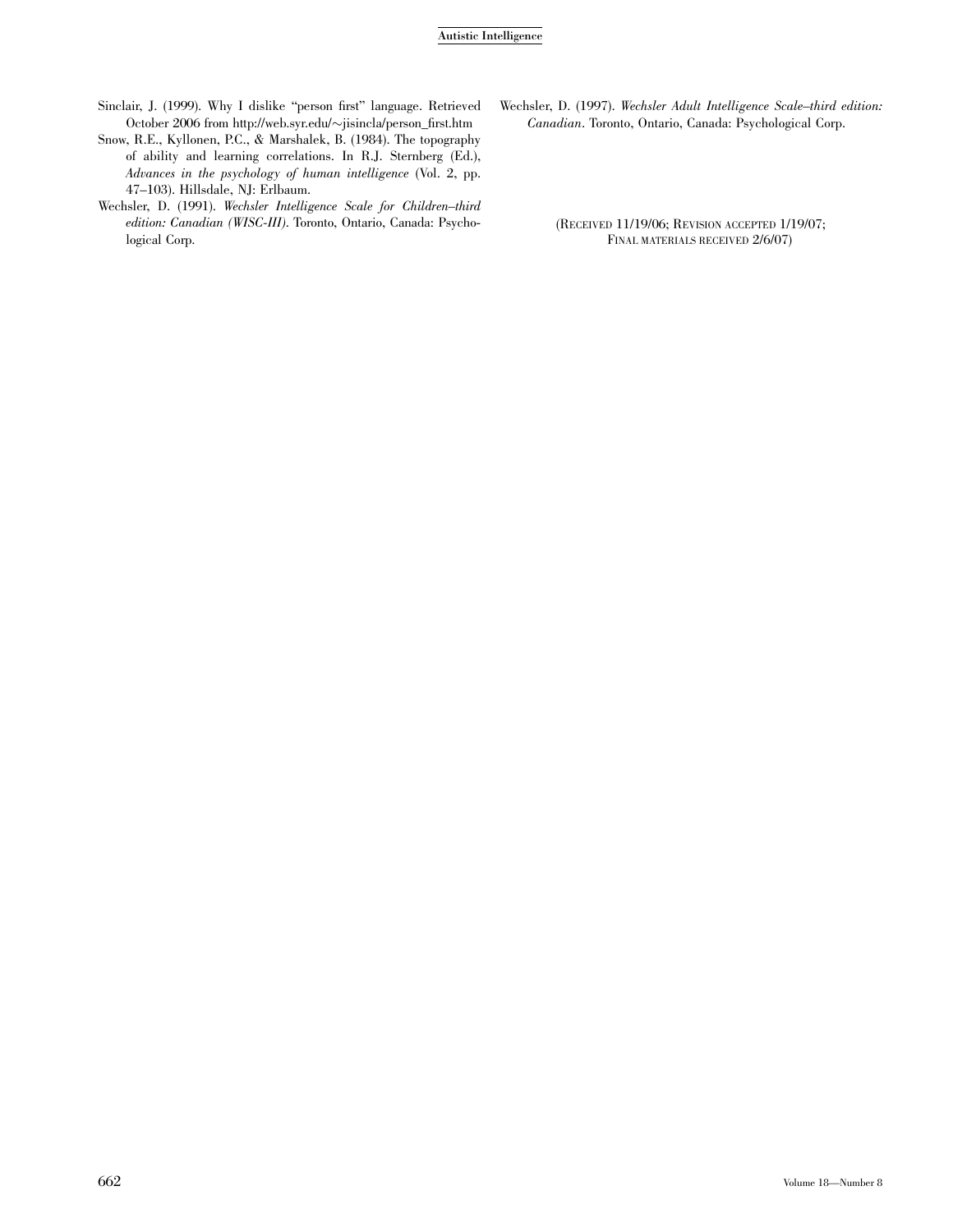Sinclair, J. (1999). Why I dislike "person first" language. Retrieved October 2006 from http://web.syr.edu/~jisincla/person_first.htm

Snow, R.E., Kyllonen, P.C., & Marshalek, B. (1984). The topography of ability and learning correlations. In R.J. Sternberg (Ed.), *Advances in the psychology of human intelligence* (Vol. 2, pp. 47–103). Hillsdale, NJ: Erlbaum.

Wechsler, D. (1991). *Wechsler Intelligence Scale for Children–third edition: Canadian (WISC-III)*. Toronto, Ontario, Canada: Psychological Corp.

Wechsler, D. (1997). *Wechsler Adult Intelligence Scale–third edition: Canadian*. Toronto, Ontario, Canada: Psychological Corp.

(Received 11/19/06; Revision accepted 1/19/07; Final materials received 2/6/07)